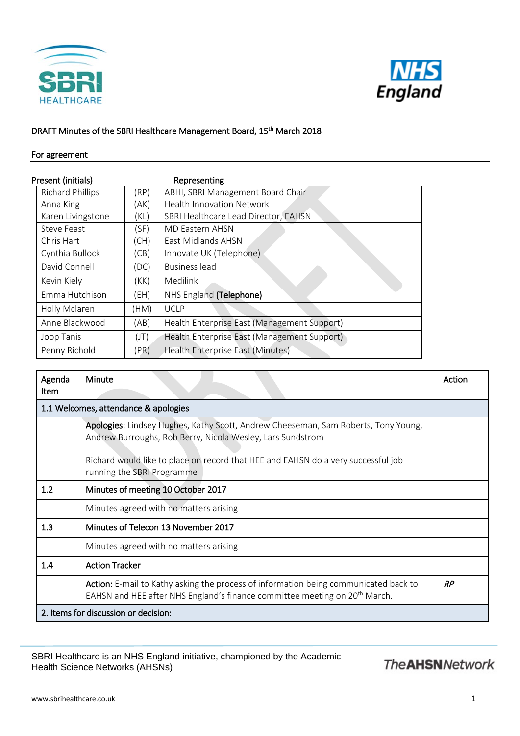DRAFT Minutes of the SBRI Healthcare Management Board, 15th March 2018

For agreement

| Present (initials) | | Representing |
|---|---|---|
| Richard Phillips | (RP) | ABHI, SBRI Management Board Chair |
| Anna King | (AK) | Health Innovation Network |
| Karen Livingstone | (KL) | SBRI Healthcare Lead Director, EAHSN |
| Steve Feast | (SF) | MD Eastern AHSN |
| Chris Hart | (CH) | East Midlands AHSN |
| Cynthia Bullock | (CB) | Innovate UK (Telephone) |
| David Connell | (DC) | Business lead |
| Kevin Kiely | (KK) | Medilink |
| Emma Hutchison | (EH) | NHS England **(Telephone)** |
| Holly Mclaren | (HM) | UCLP |
| Anne Blackwood | (AB) | Health Enterprise East (Management Support) |
| Joop Tanis | (JT) | Health Enterprise East (Management Support) |
| Penny Richold | (PR) | Health Enterprise East (Minutes) |

| Agenda Item | Minute | Action |
|---|---|---|
| **1.1 Welcomes, attendance & apologies** | | |
| | **Apologies:** Lindsey Hughes, Kathy Scott, Andrew Cheeseman, Sam Roberts, Tony Young, Andrew Burroughs, Rob Berry, Nicola Wesley, Lars Sundstrom<br><br>Richard would like to place on record that HEE and EAHSN do a very successful job running the SBRI Programme | |
| 1.2 | **Minutes of meeting 10 October 2017** | |
| | Minutes agreed with no matters arising | |
| 1.3 | **Minutes of Telecon 13 November 2017** | |
| | Minutes agreed with no matters arising | |
| 1.4 | **Action Tracker** | |
| | **Action:** E-mail to Kathy asking the process of information being communicated back to EAHSN and HEE after NHS England's finance committee meeting on 20th March. | *RP* |
| **2. Items for discussion or decision:** | | |

SBRI Healthcare is an NHS England initiative, championed by the Academic Health Science Networks (AHSNs)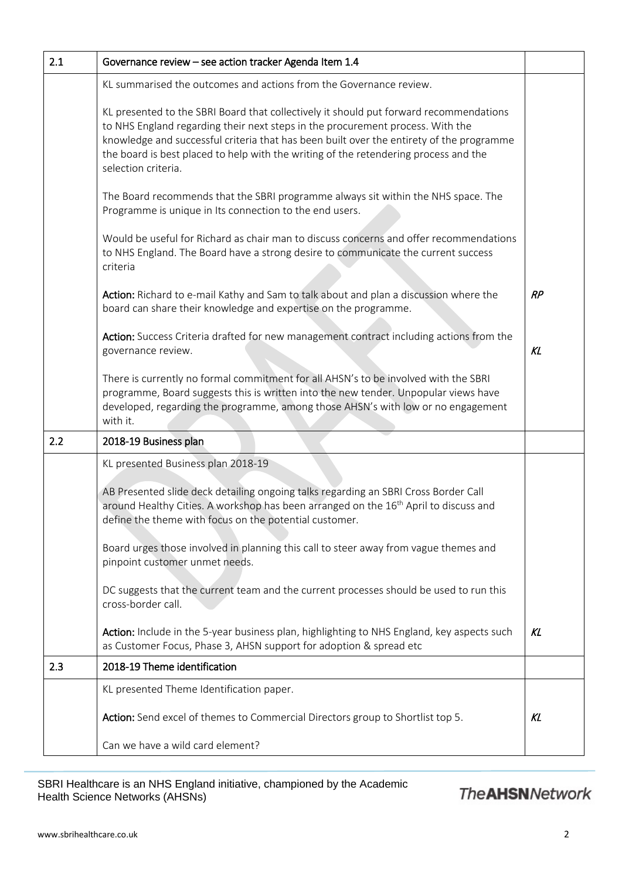| 2.1 | Governance review – see action tracker Agenda Item 1.4 | |
|---|---|---|
| | KL summarised the outcomes and actions from the Governance review.<br><br>KL presented to the SBRI Board that collectively it should put forward recommendations to NHS England regarding their next steps in the procurement process. With the knowledge and successful criteria that has been built over the entirety of the programme the board is best placed to help with the writing of the retendering process and the selection criteria.<br><br>The Board recommends that the SBRI programme always sit within the NHS space. The Programme is unique in Its connection to the end users.<br><br>Would be useful for Richard as chair man to discuss concerns and offer recommendations to NHS England. The Board have a strong desire to communicate the current success criteria<br><br>**Action:** Richard to e-mail Kathy and Sam to talk about and plan a discussion where the board can share their knowledge and expertise on the programme.<br><br>**Action:** Success Criteria drafted for new management contract including actions from the governance review.<br><br>There is currently no formal commitment for all AHSN's to be involved with the SBRI programme, Board suggests this is written into the new tender. Unpopular views have developed, regarding the programme, among those AHSN's with low or no engagement with it. | *RP*<br><br>*KL* |
| 2.2 | 2018-19 Business plan | |
| | KL presented Business plan 2018-19<br><br>AB Presented slide deck detailing ongoing talks regarding an SBRI Cross Border Call around Healthy Cities. A workshop has been arranged on the 16th April to discuss and define the theme with focus on the potential customer.<br><br>Board urges those involved in planning this call to steer away from vague themes and pinpoint customer unmet needs.<br><br>DC suggests that the current team and the current processes should be used to run this cross-border call.<br><br>**Action:** Include in the 5-year business plan, highlighting to NHS England, key aspects such as Customer Focus, Phase 3, AHSN support for adoption & spread etc | *KL* |
| 2.3 | 2018-19 Theme identification | |
| | KL presented Theme Identification paper.<br><br>**Action:** Send excel of themes to Commercial Directors group to Shortlist top 5.<br><br>Can we have a wild card element? | *KL* |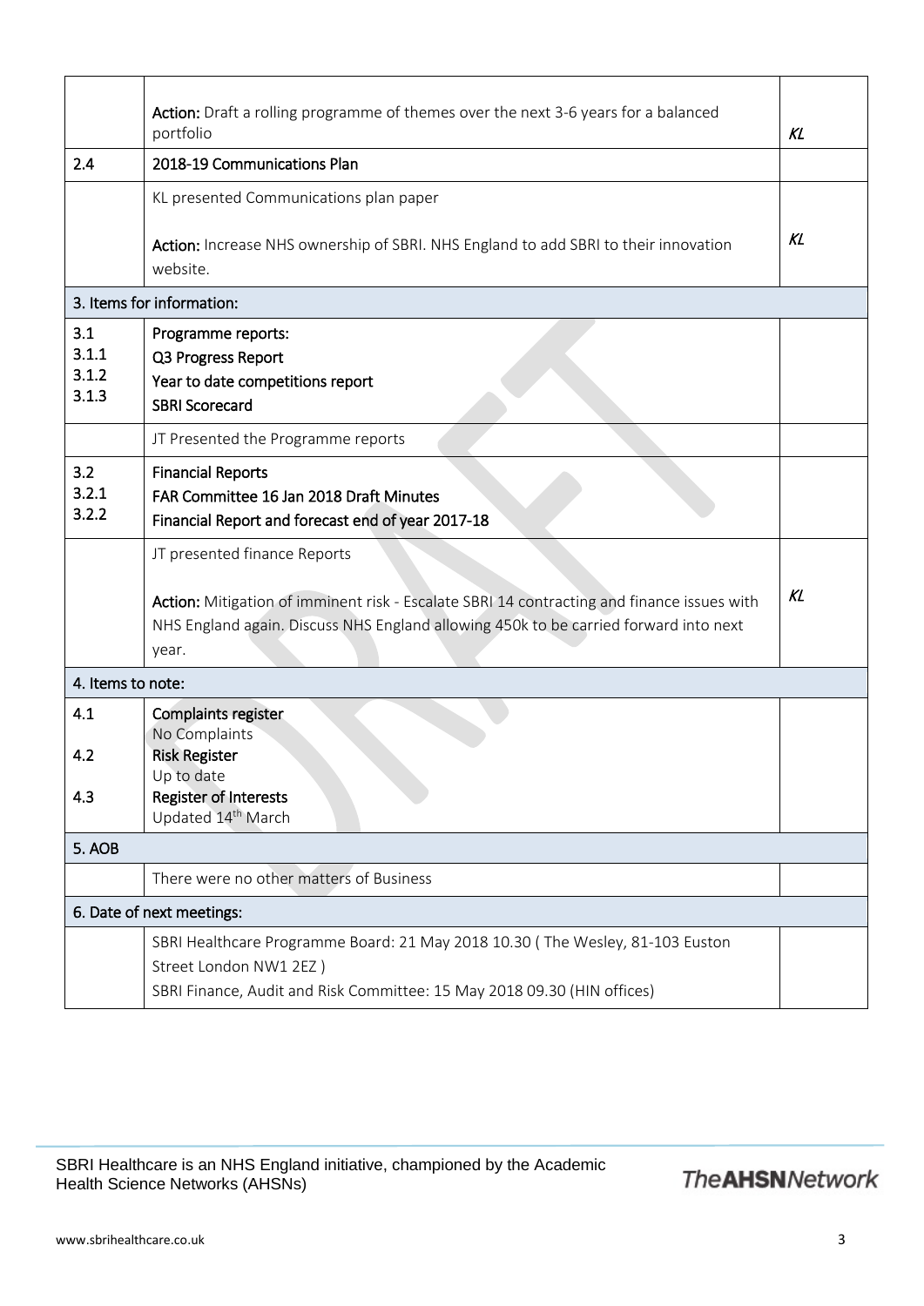| | | |
|---|---|---|
| | **Action:** Draft a rolling programme of themes over the next 3-6 years for a balanced portfolio | *KL* |
| 2.4 | **2018-19 Communications Plan** | |
| | KL presented Communications plan paper<br><br>**Action:** Increase NHS ownership of SBRI. NHS England to add SBRI to their innovation website. | *KL* |
| 3. Items for information: | | |
| 3.1<br>3.1.1<br>3.1.2<br>3.1.3 | **Programme reports:**<br>**Q3 Progress Report**<br>**Year to date competitions report**<br>**SBRI Scorecard** | |
| | JT Presented the Programme reports | |
| 3.2<br>3.2.1<br>3.2.2 | **Financial Reports**<br>**FAR Committee 16 Jan 2018 Draft Minutes**<br>**Financial Report and forecast end of year 2017-18** | |
| | JT presented finance Reports<br><br>**Action:** Mitigation of imminent risk - Escalate SBRI 14 contracting and finance issues with NHS England again. Discuss NHS England allowing 450k to be carried forward into next year. | *KL* |
| 4. Items to note: | | |
| 4.1<br><br>4.2<br><br>4.3 | **Complaints register**<br>No Complaints<br>**Risk Register**<br>Up to date<br>**Register of Interests**<br>Updated 14th March | |
| **5. AOB** | | |
| | There were no other matters of Business | |
| 6. Date of next meetings: | | |
| | SBRI Healthcare Programme Board: 21 May 2018 10.30 ( The Wesley, 81-103 Euston Street London NW1 2EZ )<br>SBRI Finance, Audit and Risk Committee: 15 May 2018 09.30 (HIN offices) | |

SBRI Healthcare is an NHS England initiative, championed by the Academic Health Science Networks (AHSNs)

The**AHSN**Network

www.sbrihealthcare.co.uk